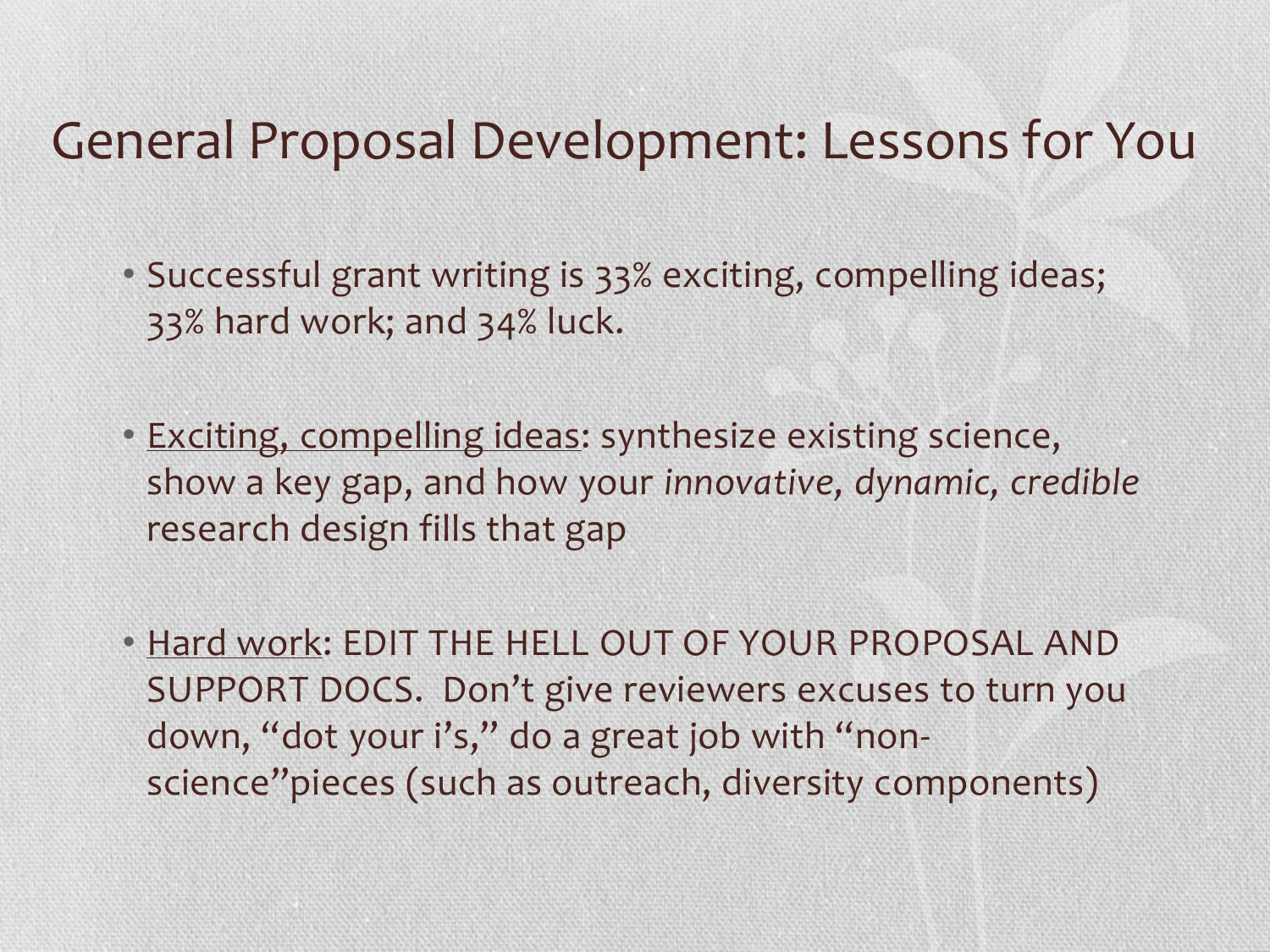# General Proposal Development: Lessons for You

- Successful grant writing is 33% exciting, compelling ideas; 33% hard work; and 34% luck.

- Exciting, compelling ideas: synthesize existing science, show a key gap, and how your *innovative, dynamic, credible* research design fills that gap

- Hard work: EDIT THE HELL OUT OF YOUR PROPOSAL AND SUPPORT DOCS. Don't give reviewers excuses to turn you down, "dot your i's," do a great job with "non-science"pieces (such as outreach, diversity components)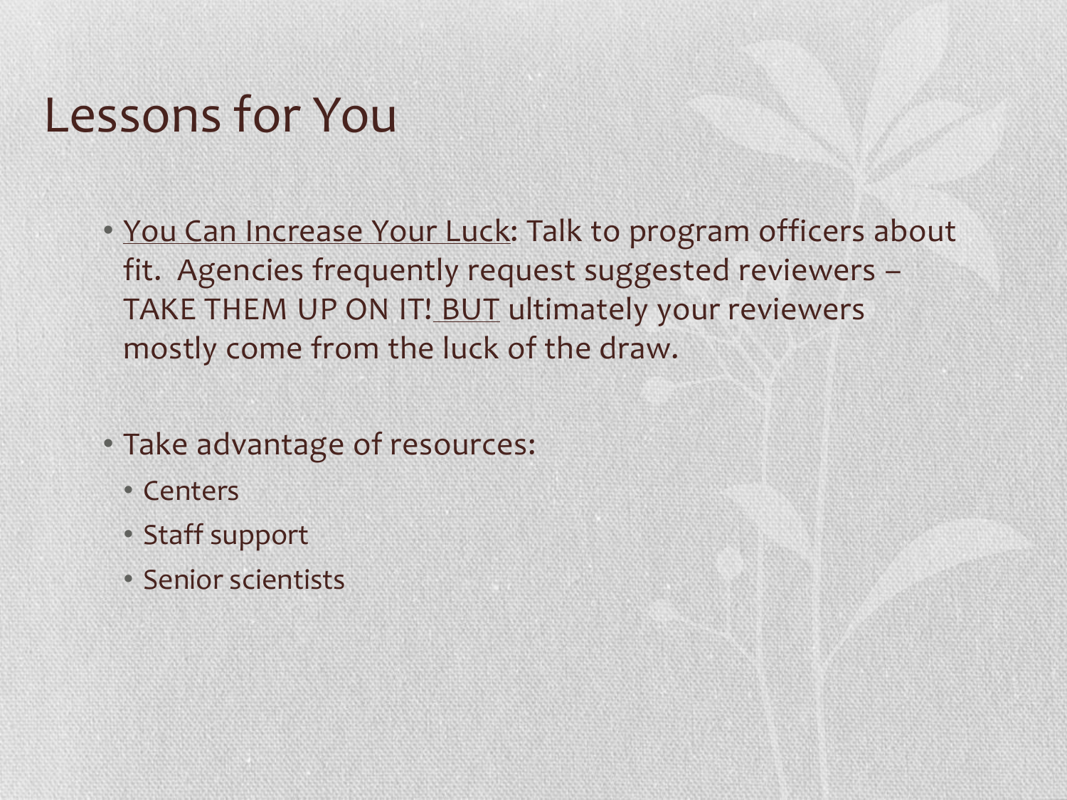# Lessons for You

- <u>You Can Increase Your Luck</u>: Talk to program officers about fit. Agencies frequently request suggested reviewers – TAKE THEM UP ON IT! <u>BUT</u> ultimately your reviewers mostly come from the luck of the draw.

- Take advantage of resources:
  - Centers
  - Staff support
  - Senior scientists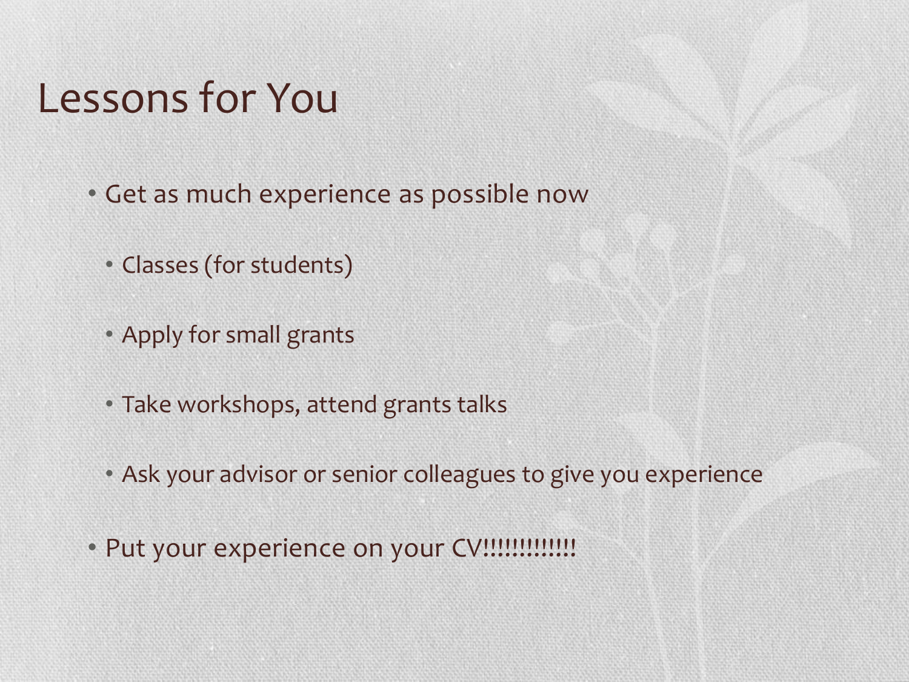# Lessons for You

- Get as much experience as possible now
  - Classes (for students)
  - Apply for small grants
  - Take workshops, attend grants talks
  - Ask your advisor or senior colleagues to give you experience
- Put your experience on your CV!!!!!!!!!!!!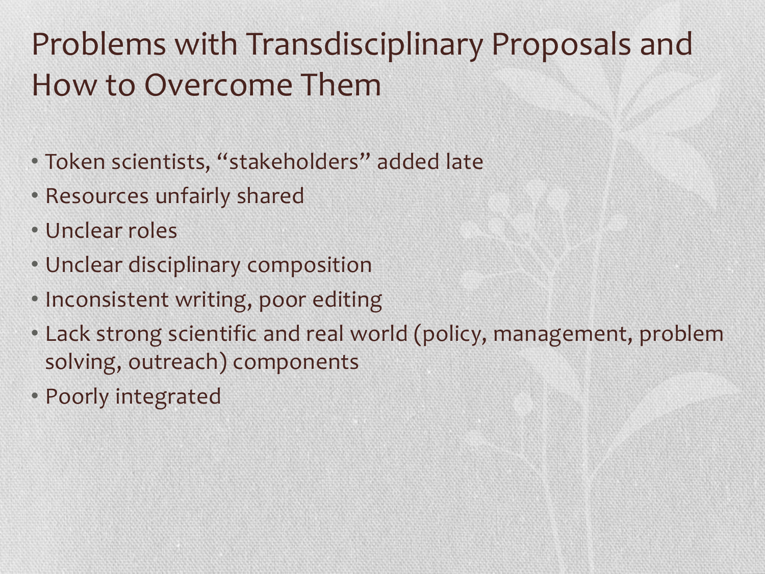# Problems with Transdisciplinary Proposals and How to Overcome Them

- Token scientists, "stakeholders" added late
- Resources unfairly shared
- Unclear roles
- Unclear disciplinary composition
- Inconsistent writing, poor editing
- Lack strong scientific and real world (policy, management, problem solving, outreach) components
- Poorly integrated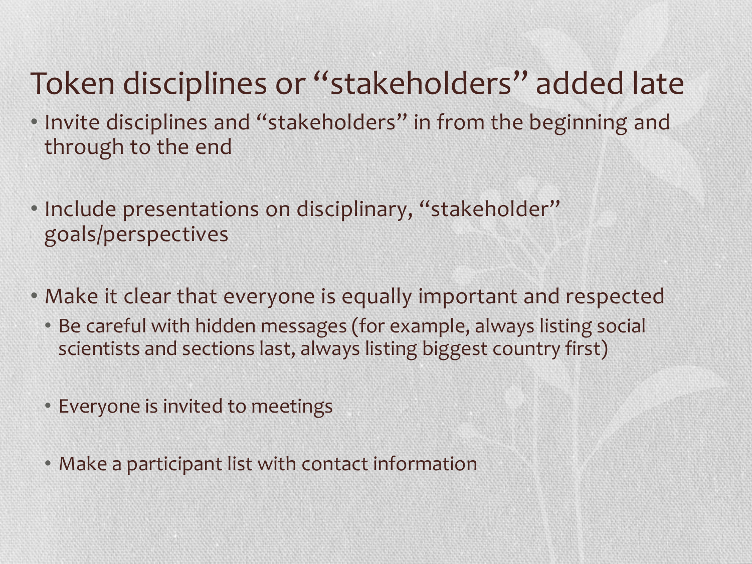# Token disciplines or "stakeholders" added late

- Invite disciplines and "stakeholders" in from the beginning and through to the end
- Include presentations on disciplinary, "stakeholder" goals/perspectives
- Make it clear that everyone is equally important and respected
  - Be careful with hidden messages (for example, always listing social scientists and sections last, always listing biggest country first)
  - Everyone is invited to meetings
  - Make a participant list with contact information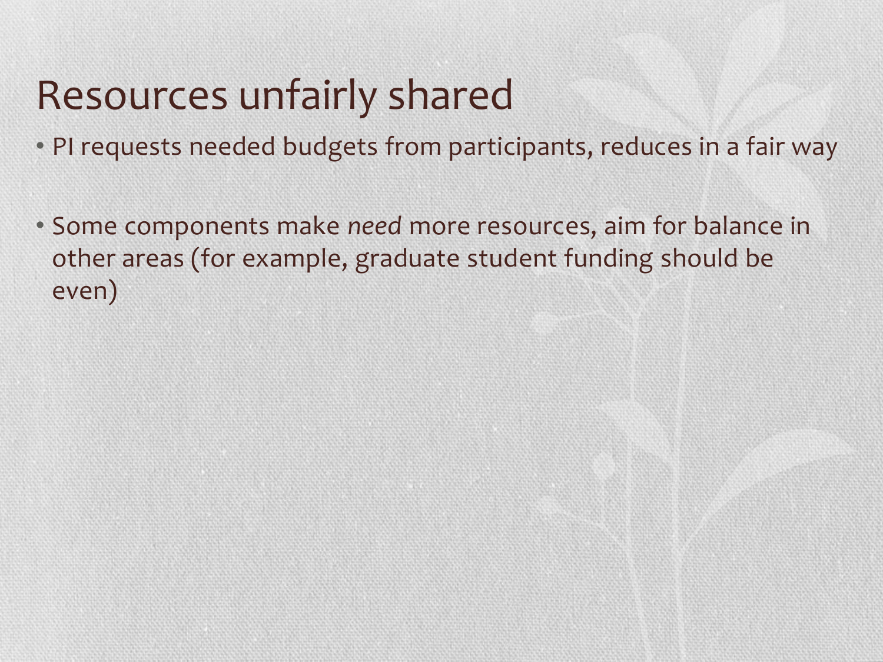# Resources unfairly shared

- PI requests needed budgets from participants, reduces in a fair way

- Some components make *need* more resources, aim for balance in other areas (for example, graduate student funding should be even)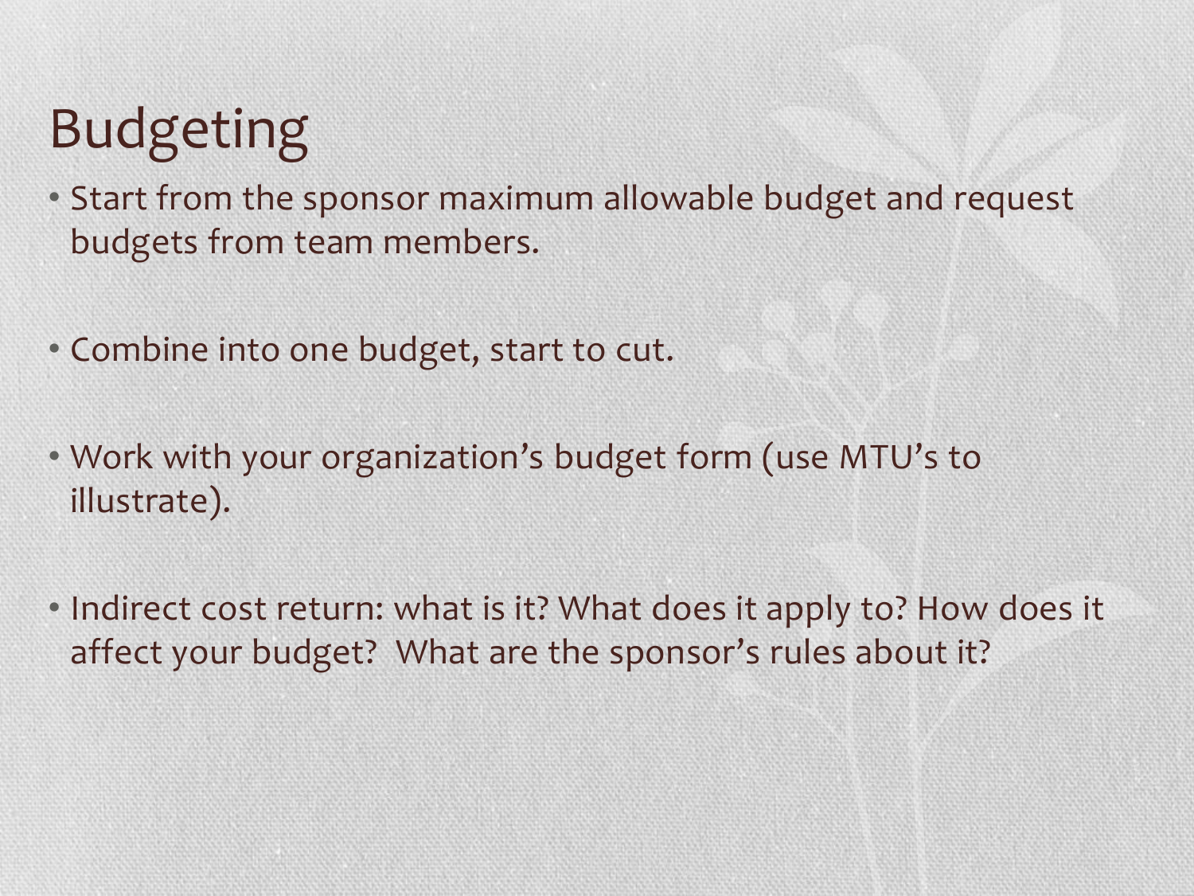# Budgeting

- Start from the sponsor maximum allowable budget and request budgets from team members.
- Combine into one budget, start to cut.
- Work with your organization's budget form (use MTU's to illustrate).
- Indirect cost return: what is it? What does it apply to? How does it affect your budget? What are the sponsor's rules about it?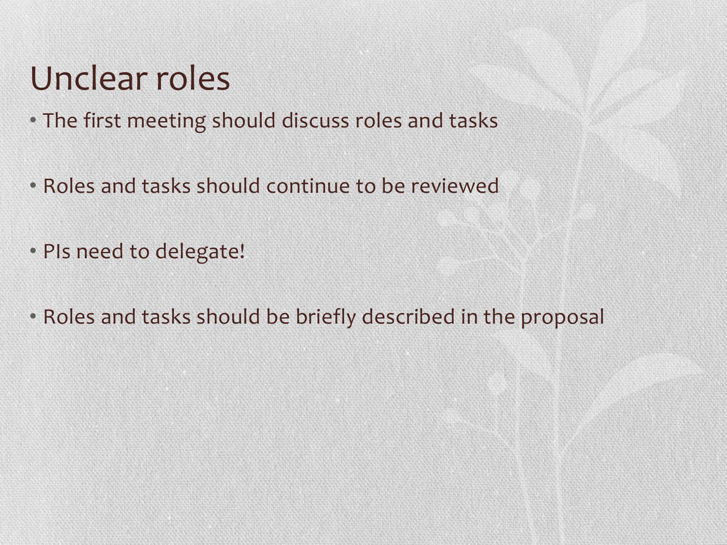# Unclear roles

- The first meeting should discuss roles and tasks
- Roles and tasks should continue to be reviewed
- PIs need to delegate!
- Roles and tasks should be briefly described in the proposal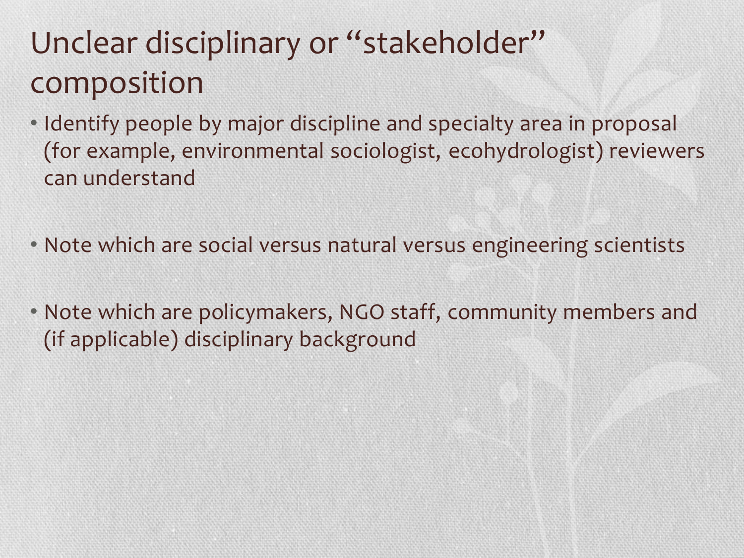# Unclear disciplinary or "stakeholder" composition

- Identify people by major discipline and specialty area in proposal (for example, environmental sociologist, ecohydrologist) reviewers can understand
- Note which are social versus natural versus engineering scientists
- Note which are policymakers, NGO staff, community members and (if applicable) disciplinary background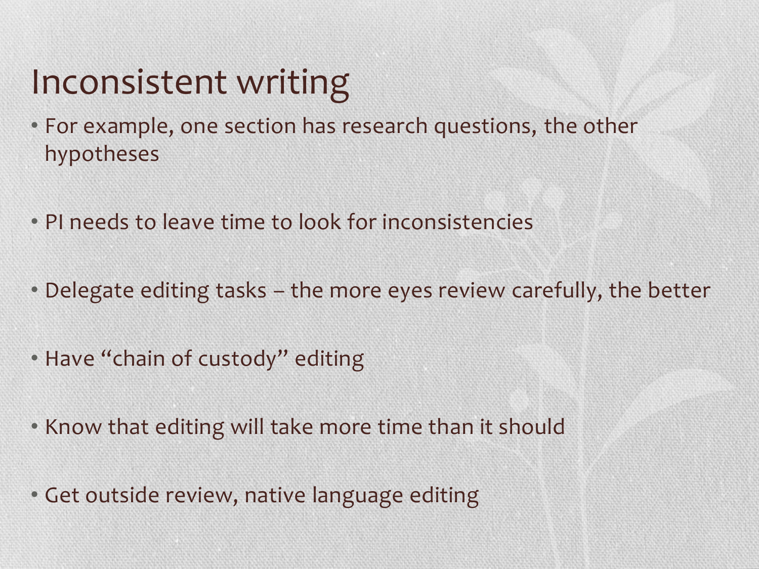# Inconsistent writing

- For example, one section has research questions, the other hypotheses
- PI needs to leave time to look for inconsistencies
- Delegate editing tasks – the more eyes review carefully, the better
- Have "chain of custody" editing
- Know that editing will take more time than it should
- Get outside review, native language editing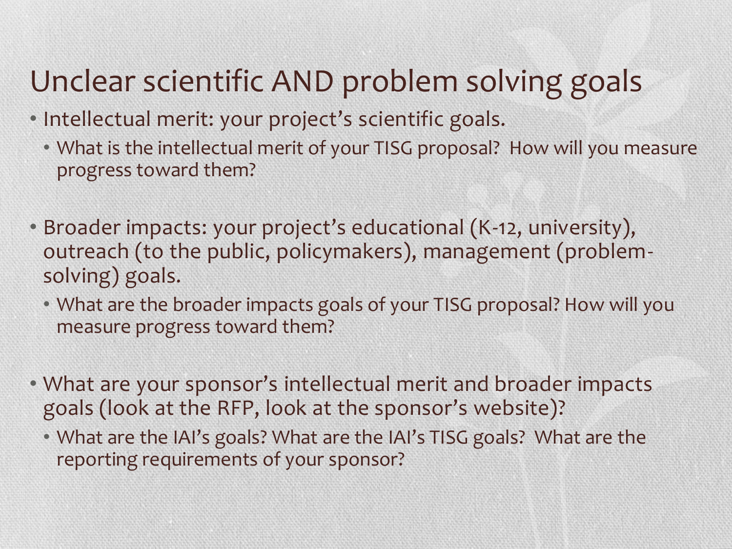# Unclear scientific AND problem solving goals

- Intellectual merit: your project's scientific goals.
  - What is the intellectual merit of your TISG proposal? How will you measure progress toward them?
- Broader impacts: your project's educational (K-12, university), outreach (to the public, policymakers), management (problem-solving) goals.
  - What are the broader impacts goals of your TISG proposal? How will you measure progress toward them?
- What are your sponsor's intellectual merit and broader impacts goals (look at the RFP, look at the sponsor's website)?
  - What are the IAI's goals? What are the IAI's TISG goals? What are the reporting requirements of your sponsor?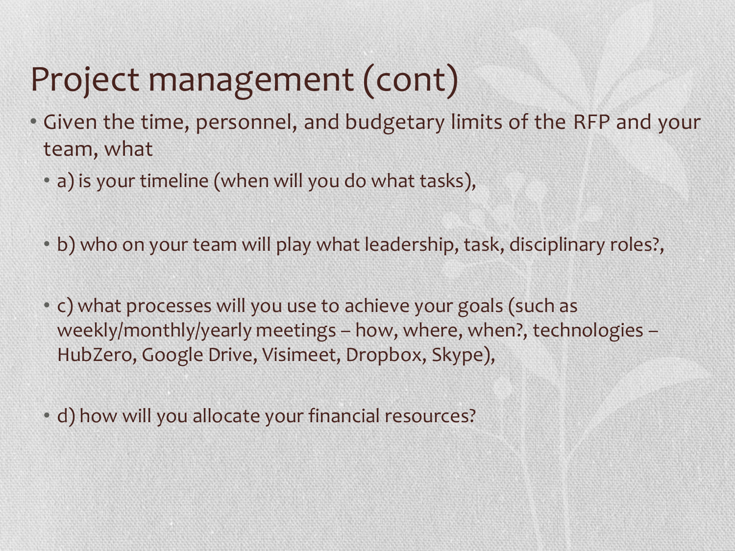# Project management (cont)

- Given the time, personnel, and budgetary limits of the RFP and your team, what
  - a) is your timeline (when will you do what tasks),
  - b) who on your team will play what leadership, task, disciplinary roles?,
  - c) what processes will you use to achieve your goals (such as weekly/monthly/yearly meetings – how, where, when?, technologies – HubZero, Google Drive, Visimeet, Dropbox, Skype),
  - d) how will you allocate your financial resources?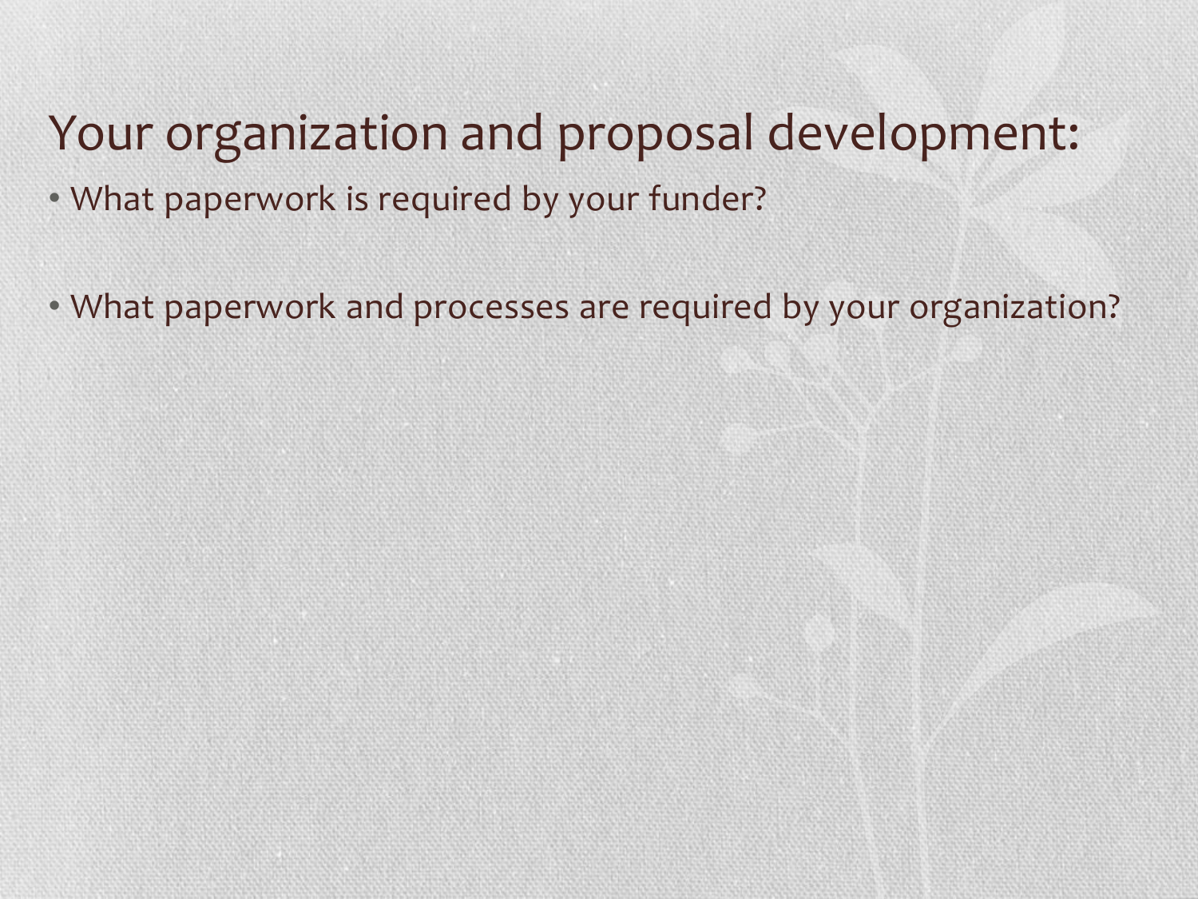# Your organization and proposal development:

- What paperwork is required by your funder?
- What paperwork and processes are required by your organization?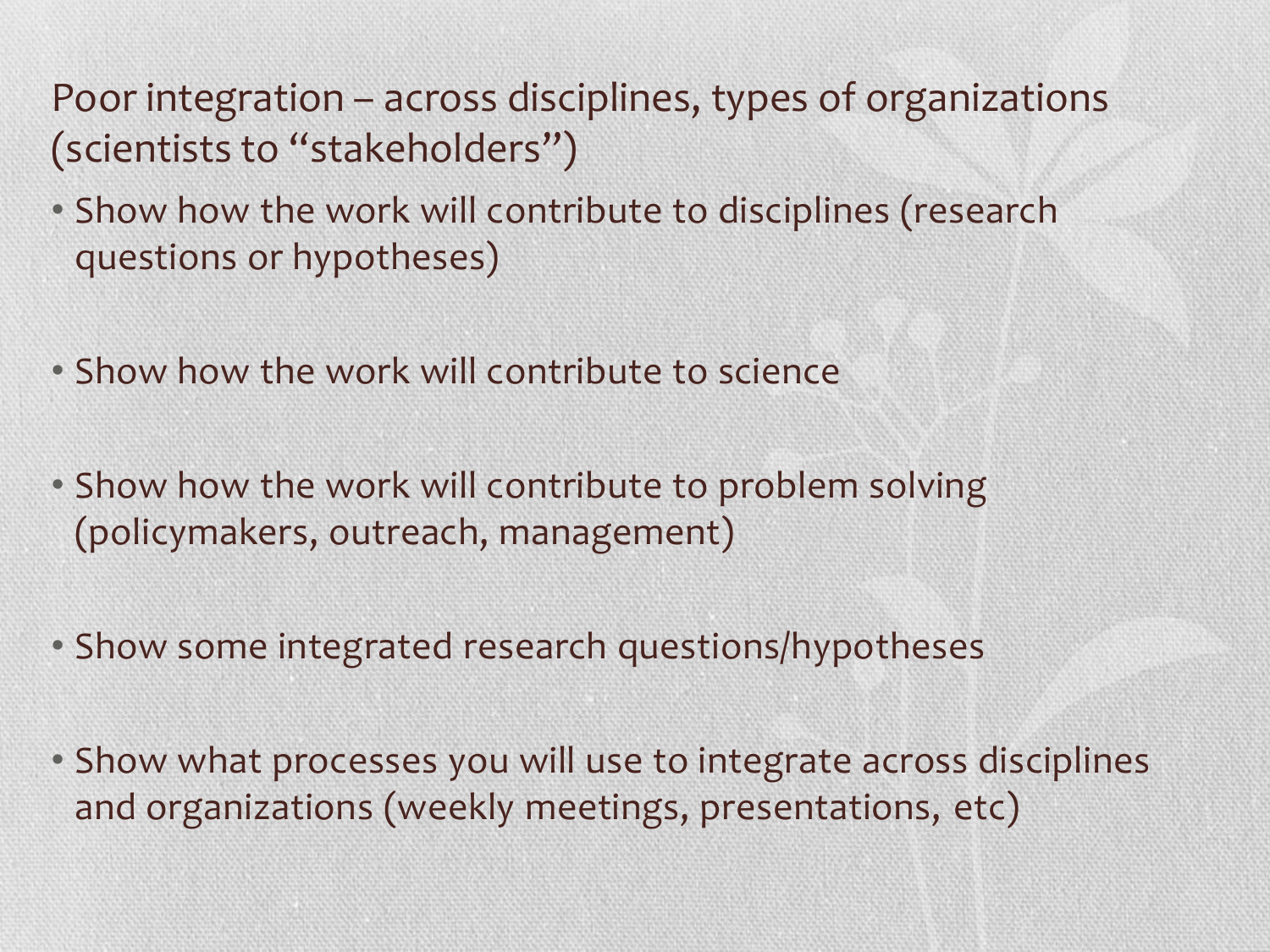## Poor integration – across disciplines, types of organizations (scientists to "stakeholders")

- Show how the work will contribute to disciplines (research questions or hypotheses)
- Show how the work will contribute to science
- Show how the work will contribute to problem solving (policymakers, outreach, management)
- Show some integrated research questions/hypotheses
- Show what processes you will use to integrate across disciplines and organizations (weekly meetings, presentations, etc)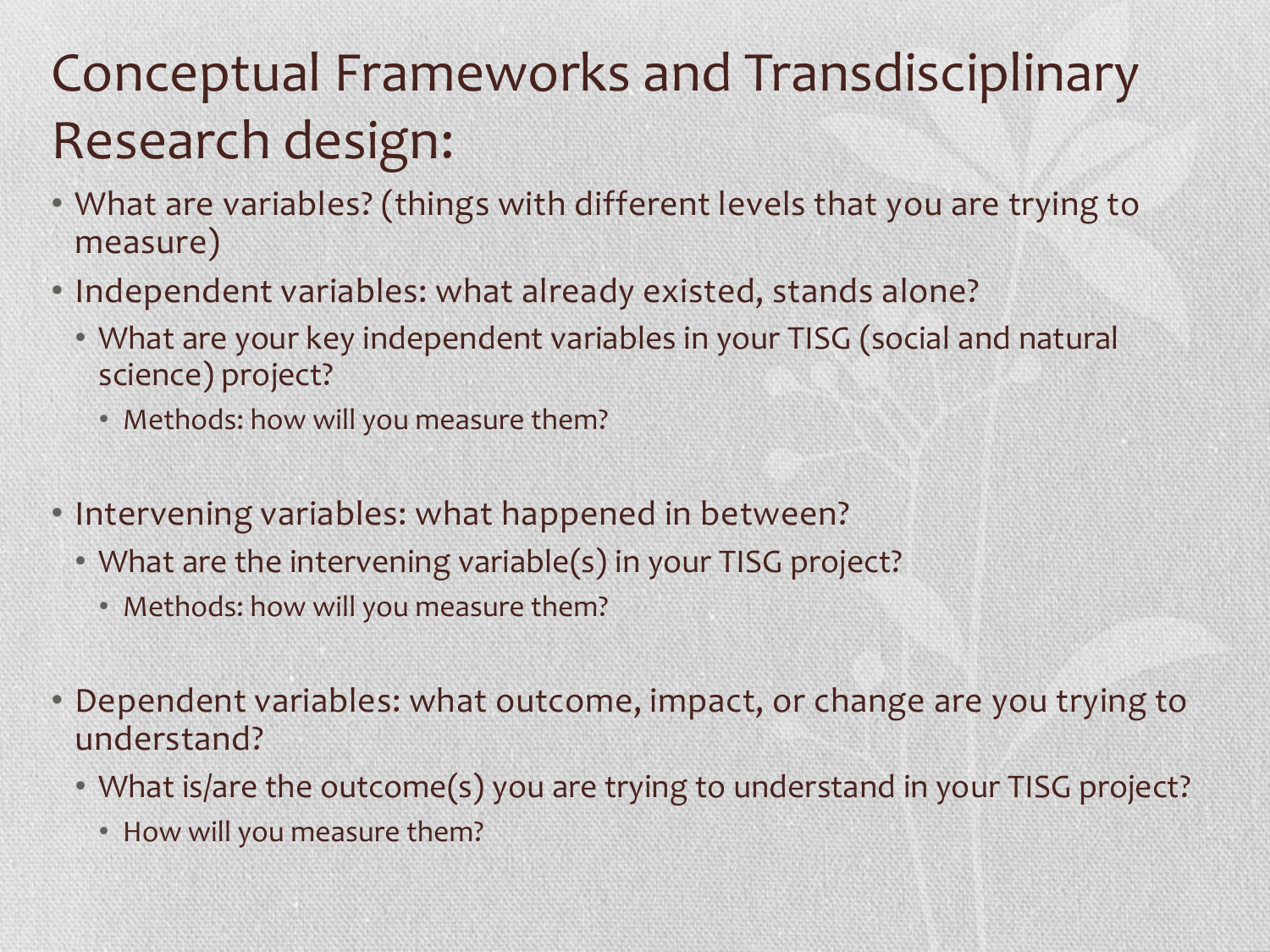# Conceptual Frameworks and Transdisciplinary Research design:

- What are variables? (things with different levels that you are trying to measure)
- Independent variables: what already existed, stands alone?
  - What are your key independent variables in your TISG (social and natural science) project?
    - Methods: how will you measure them?
- Intervening variables: what happened in between?
  - What are the intervening variable(s) in your TISG project?
    - Methods: how will you measure them?
- Dependent variables: what outcome, impact, or change are you trying to understand?
  - What is/are the outcome(s) you are trying to understand in your TISG project?
    - How will you measure them?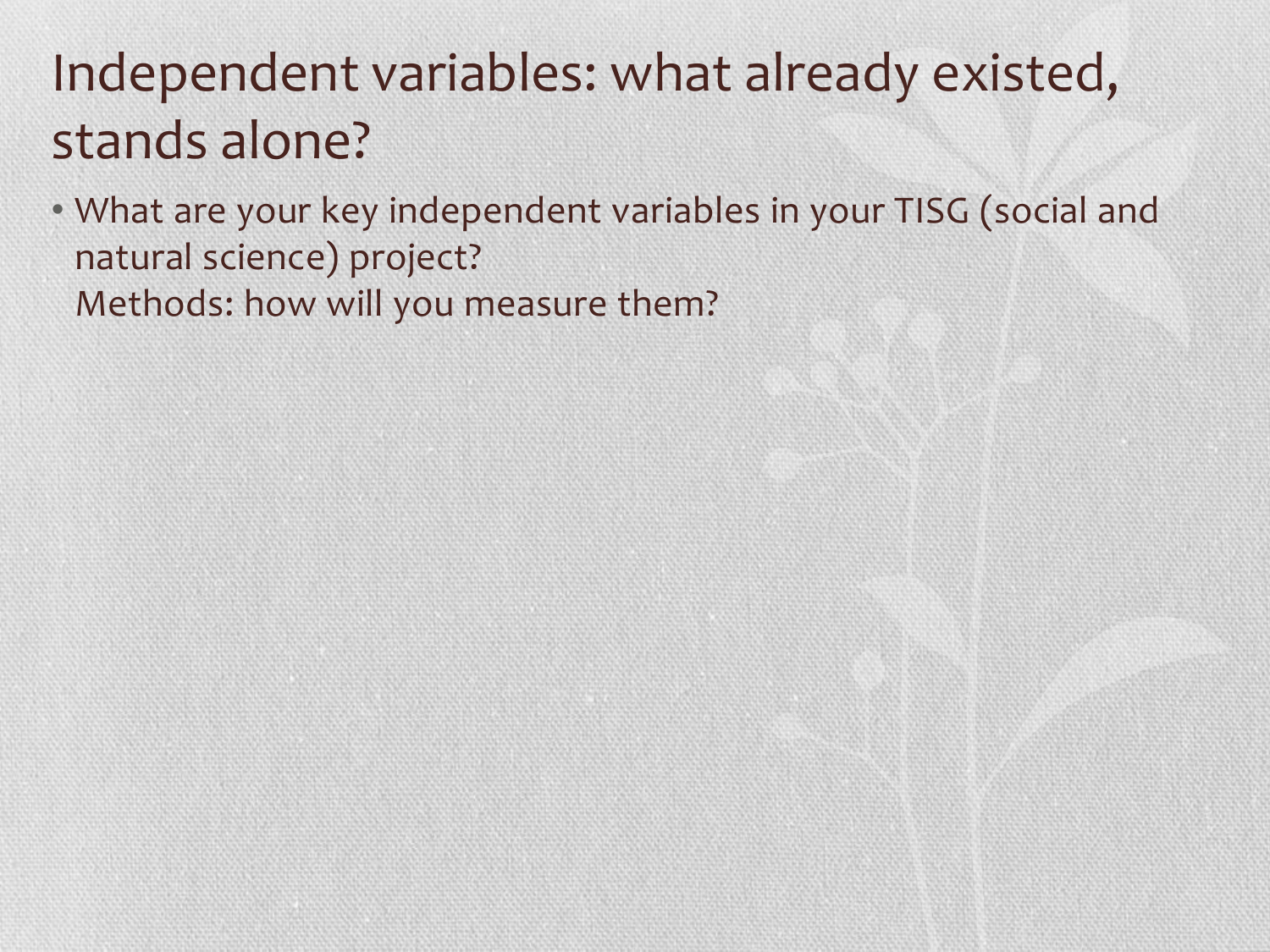# Independent variables: what already existed, stands alone?

- What are your key independent variables in your TISG (social and natural science) project?
  Methods: how will you measure them?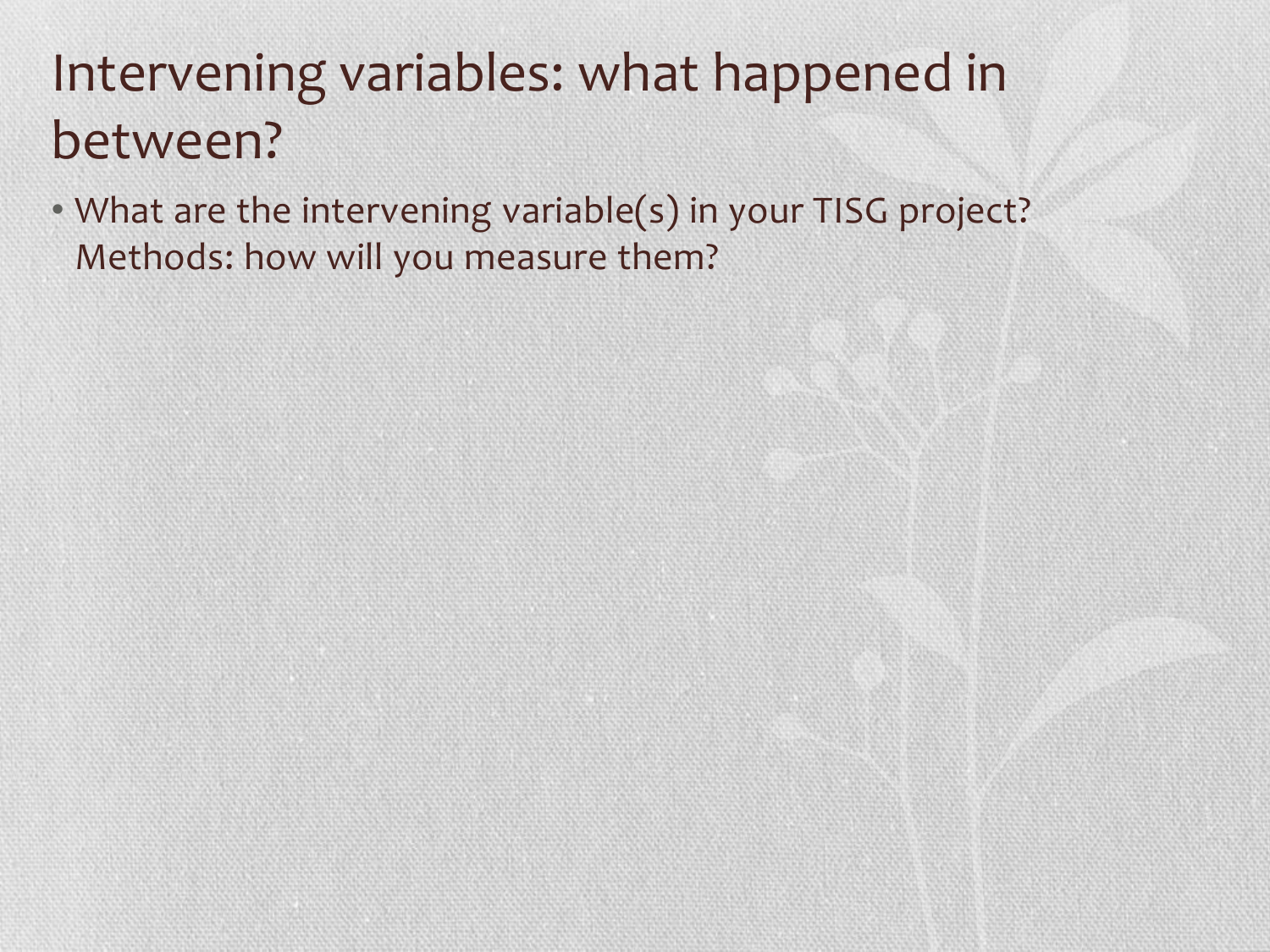# Intervening variables: what happened in between?

- What are the intervening variable(s) in your TISG project? Methods: how will you measure them?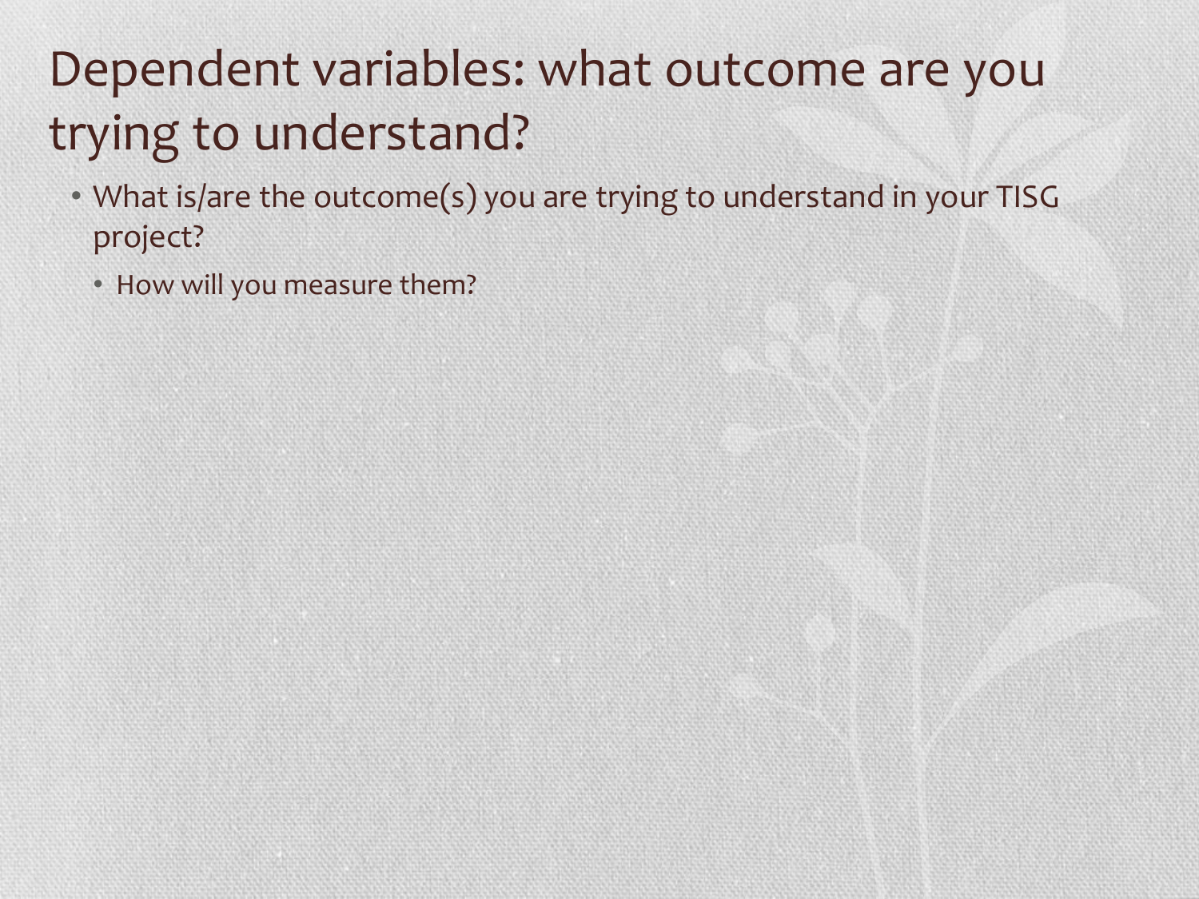# Dependent variables: what outcome are you trying to understand?

- What is/are the outcome(s) you are trying to understand in your TISG project?
  - How will you measure them?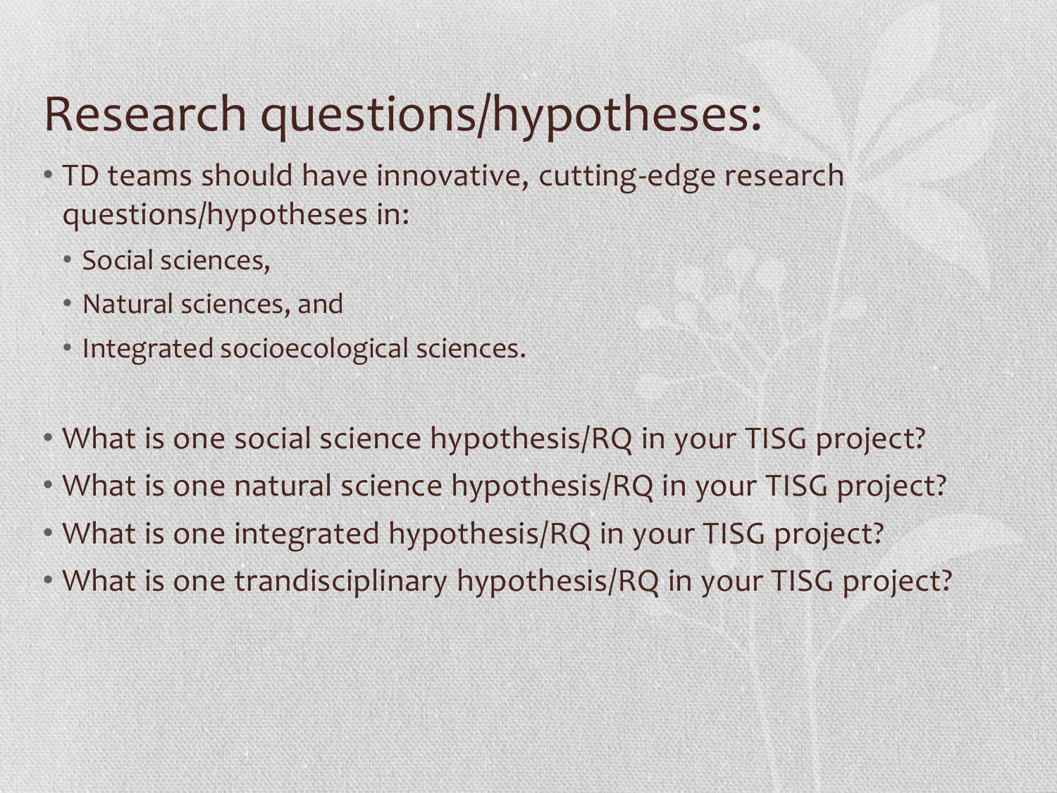# Research questions/hypotheses:

- TD teams should have innovative, cutting-edge research questions/hypotheses in:
  - Social sciences,
  - Natural sciences, and
  - Integrated socioecological sciences.

- What is one social science hypothesis/RQ in your TISG project?
- What is one natural science hypothesis/RQ in your TISG project?
- What is one integrated hypothesis/RQ in your TISG project?
- What is one trandisciplinary hypothesis/RQ in your TISG project?